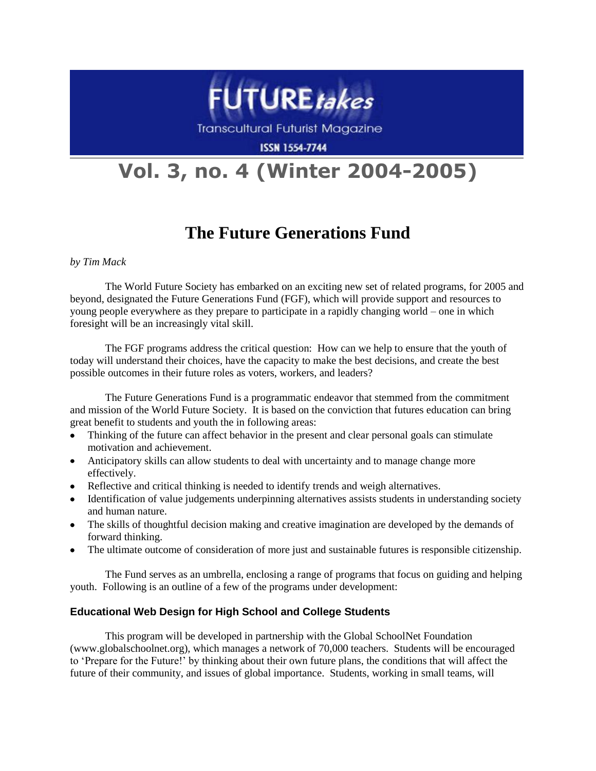# FUTURE*takes*

Transcultural Futurist Magazine

ISSN 1554-7744

# Vol. 3, no. 4 (Winter 2004-2005)

## The Future Generations Fund

*by Tim Mack*

The World Future Society has embarked on an exciting new set of related programs, for 2005 and beyond, designated the Future Generations Fund (FGF), which will provide support and resources to young people everywhere as they prepare to participate in a rapidly changing world – one in which foresight will be an increasingly vital skill.

The FGF programs address the critical question: How can we help to ensure that the youth of today will understand their choices, have the capacity to make the best decisions, and create the best possible outcomes in their future roles as voters, workers, and leaders?

The Future Generations Fund is a programmatic endeavor that stemmed from the commitment and mission of the World Future Society. It is based on the conviction that futures education can bring great benefit to students and youth the in following areas:

- Thinking of the future can affect behavior in the present and clear personal goals can stimulate motivation and achievement.
- Anticipatory skills can allow students to deal with uncertainty and to manage change more effectively.
- Reflective and critical thinking is needed to identify trends and weigh alternatives.
- Identification of value judgements underpinning alternatives assists students in understanding society and human nature.
- The skills of thoughtful decision making and creative imagination are developed by the demands of forward thinking.
- The ultimate outcome of consideration of more just and sustainable futures is responsible citizenship.

The Fund serves as an umbrella, enclosing a range of programs that focus on guiding and helping youth. Following is an outline of a few of the programs under development:

### Educational Web Design for High School and College Students

This program will be developed in partnership with the Global SchoolNet Foundation (www.globalschoolnet.org), which manages a network of 70,000 teachers. Students will be encouraged to 'Prepare for the Future!' by thinking about their own future plans, the conditions that will affect the future of their community, and issues of global importance. Students, working in small teams, will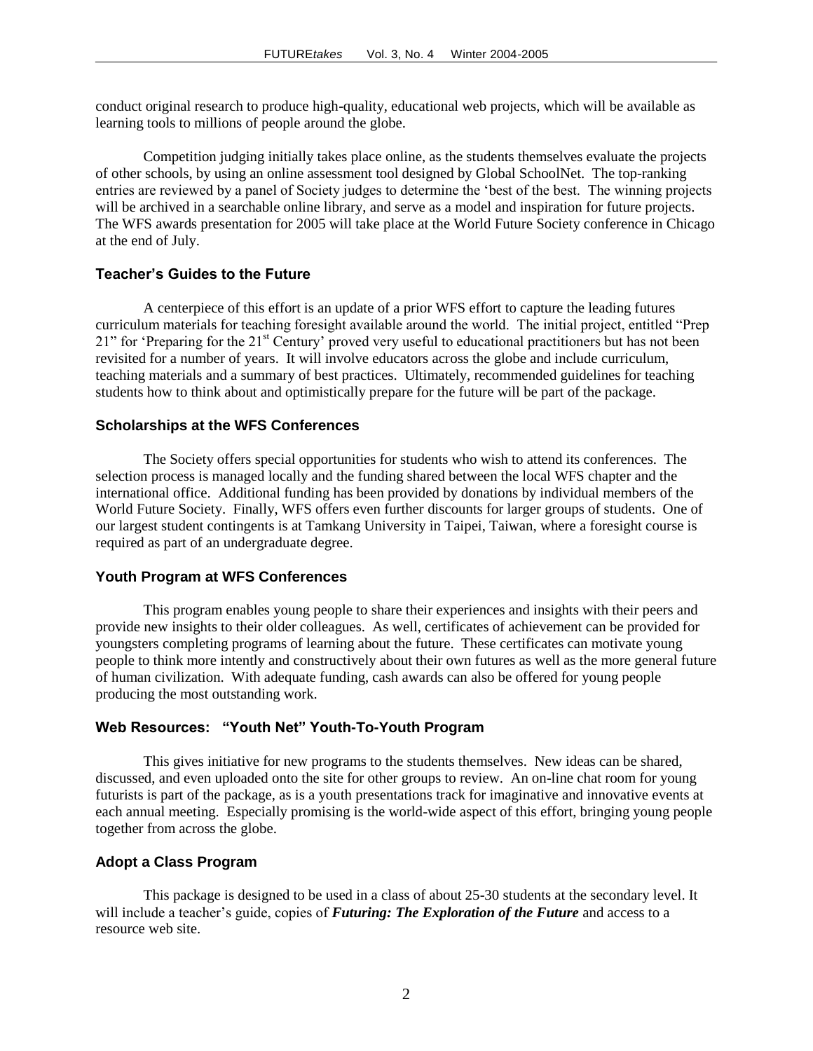conduct original research to produce high-quality, educational web projects, which will be available as learning tools to millions of people around the globe.

Competition judging initially takes place online, as the students themselves evaluate the projects of other schools, by using an online assessment tool designed by Global SchoolNet. The top-ranking entries are reviewed by a panel of Society judges to determine the 'best of the best. The winning projects will be archived in a searchable online library, and serve as a model and inspiration for future projects. The WFS awards presentation for 2005 will take place at the World Future Society conference in Chicago at the end of July.

### Teacher's Guides to the Future

A centerpiece of this effort is an update of a prior WFS effort to capture the leading futures curriculum materials for teaching foresight available around the world. The initial project, entitled "Prep 21" for 'Preparing for the 21st Century' proved very useful to educational practitioners but has not been revisited for a number of years. It will involve educators across the globe and include curriculum, teaching materials and a summary of best practices. Ultimately, recommended guidelines for teaching students how to think about and optimistically prepare for the future will be part of the package.

### Scholarships at the WFS Conferences

The Society offers special opportunities for students who wish to attend its conferences. The selection process is managed locally and the funding shared between the local WFS chapter and the international office. Additional funding has been provided by donations by individual members of the World Future Society. Finally, WFS offers even further discounts for larger groups of students. One of our largest student contingents is at Tamkang University in Taipei, Taiwan, where a foresight course is required as part of an undergraduate degree.

### Youth Program at WFS Conferences

This program enables young people to share their experiences and insights with their peers and provide new insights to their older colleagues. As well, certificates of achievement can be provided for youngsters completing programs of learning about the future. These certificates can motivate young people to think more intently and constructively about their own futures as well as the more general future of human civilization. With adequate funding, cash awards can also be offered for young people producing the most outstanding work.

### Web Resources: "Youth Net" Youth-To-Youth Program

This gives initiative for new programs to the students themselves. New ideas can be shared, discussed, and even uploaded onto the site for other groups to review. An on-line chat room for young futurists is part of the package, as is a youth presentations track for imaginative and innovative events at each annual meeting. Especially promising is the world-wide aspect of this effort, bringing young people together from across the globe.

### Adopt a Class Program

This package is designed to be used in a class of about 25-30 students at the secondary level. It will include a teacher's guide, copies of ***Futuring: The Exploration of the Future*** and access to a resource web site.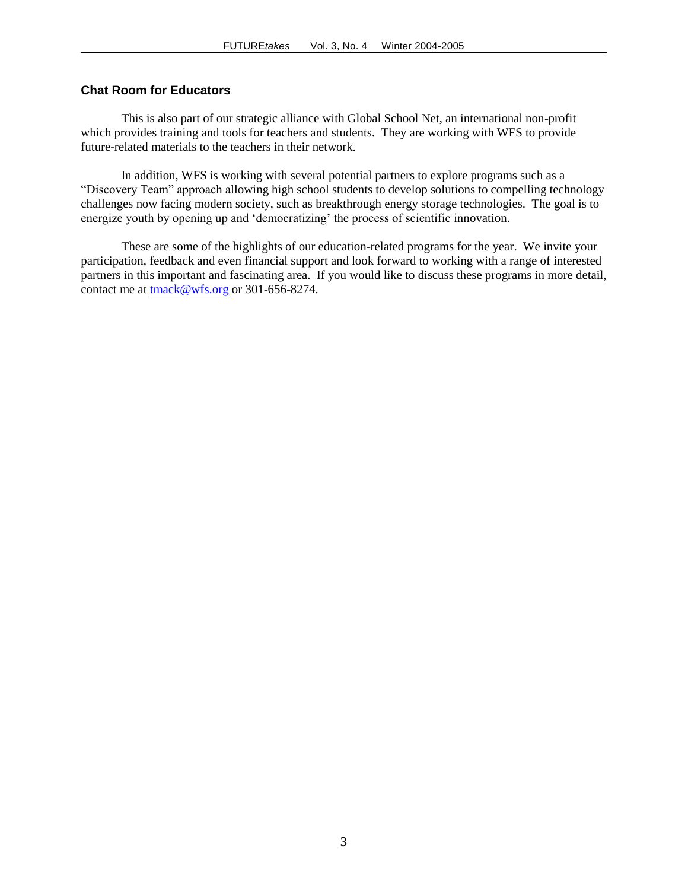### Chat Room for Educators

This is also part of our strategic alliance with Global School Net, an international non-profit which provides training and tools for teachers and students. They are working with WFS to provide future-related materials to the teachers in their network.

In addition, WFS is working with several potential partners to explore programs such as a "Discovery Team" approach allowing high school students to develop solutions to compelling technology challenges now facing modern society, such as breakthrough energy storage technologies. The goal is to energize youth by opening up and 'democratizing' the process of scientific innovation.

These are some of the highlights of our education-related programs for the year. We invite your participation, feedback and even financial support and look forward to working with a range of interested partners in this important and fascinating area. If you would like to discuss these programs in more detail, contact me at [tmack@wfs.org](mailto:tmack@wfs.org) or 301-656-8274.